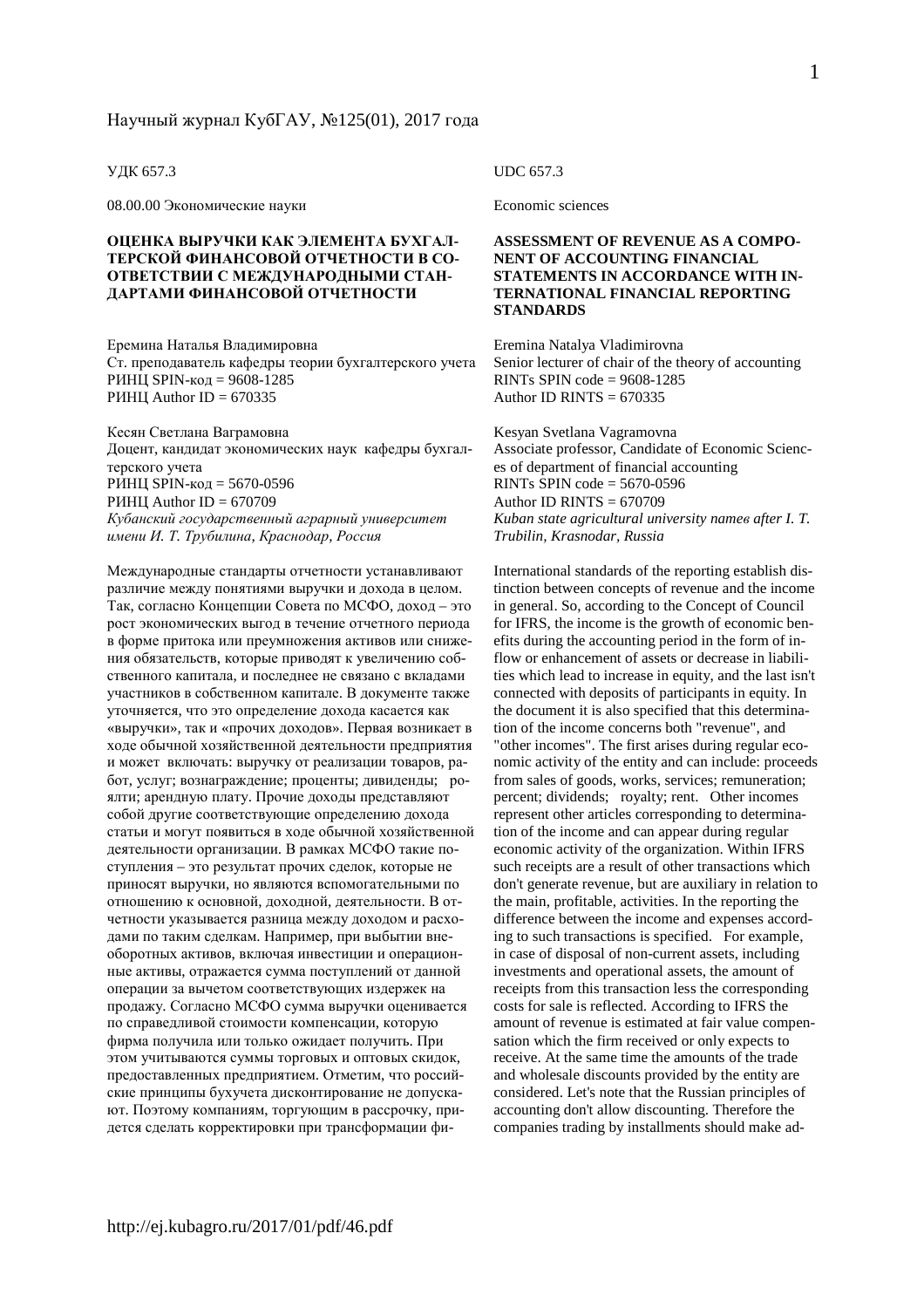УДК 657.3

08.00.00 Экономические науки

## ОЦЕНКА ВЫРУЧКИ КАК ЭЛЕМЕНТА БУХГАЛТЕРСКОЙ ФИНАНСОВОЙ ОТЧЕТНОСТИ В СООТВЕТСТВИИ С МЕЖДУНАРОДНЫМИ СТАНДАРТАМИ ФИНАНСОВОЙ ОТЧЕТНОСТИ

Еремина Наталья Владимировна
Ст. преподаватель кафедры теории бухгалтерского учета
РИНЦ SPIN-код = 9608-1285
РИНЦ Author ID = 670335

Кесян Светлана Ваграмовна
Доцент, кандидат экономических наук кафедры бухгалтерского учета
РИНЦ SPIN-код = 5670-0596
РИНЦ Author ID = 670709
*Кубанский государственный аграрный университет имени И. Т. Трубилина, Краснодар, Россия*

Международные стандарты отчетности устанавливают различие между понятиями выручки и дохода в целом. Так, согласно Концепции Совета по МСФО, доход – это рост экономических выгод в течение отчетного периода в форме притока или преумножения активов или снижения обязательств, которые приводят к увеличению собственного капитала, и последнее не связано с вкладами участников в собственном капитале. В документе также уточняется, что это определение дохода касается как «выручки», так и «прочих доходов». Первая возникает в ходе обычной хозяйственной деятельности предприятия и может включать: выручку от реализации товаров, работ, услуг; вознаграждение; проценты; дивиденды; роялти; арендную плату. Прочие доходы представляют собой другие соответствующие определению дохода статьи и могут появиться в ходе обычной хозяйственной деятельности организации. В рамках МСФО такие поступления – это результат прочих сделок, которые не приносят выручки, но являются вспомогательными по отношению к основной, доходной, деятельности. В отчетности указывается разница между доходом и расходами по таким сделкам. Например, при выбытии внеоборотных активов, включая инвестиции и операционные активы, отражается сумма поступлений от данной операции за вычетом соответствующих издержек на продажу. Согласно МСФО сумма выручки оценивается по справедливой стоимости компенсации, которую фирма получила или только ожидает получить. При этом учитываются суммы торговых и оптовых скидок, предоставленных предприятием. Отметим, что российские принципы бухучета дисконтирование не допускают. Поэтому компаниям, торгующим в рассрочку, придется сделать корректировки при трансформации фи-

UDC 657.3

Economic sciences

## ASSESSMENT OF REVENUE AS A COMPONENT OF ACCOUNTING FINANCIAL STATEMENTS IN ACCORDANCE WITH INTERNATIONAL FINANCIAL REPORTING STANDARDS

Eremina Natalya Vladimirovna
Senior lecturer of chair of the theory of accounting
RINTs SPIN code = 9608-1285
Author ID RINTS = 670335

Kesyan Svetlana Vagramovna
Associate professor, Candidate of Economic Sciences of department of financial accounting
RINTs SPIN code = 5670-0596
Author ID RINTS = 670709
*Kuban state agricultural university namев after I. T. Trubilin, Krasnodar, Russia*

International standards of the reporting establish distinction between concepts of revenue and the income in general. So, according to the Concept of Council for IFRS, the income is the growth of economic benefits during the accounting period in the form of inflow or enhancement of assets or decrease in liabilities which lead to increase in equity, and the last isn't connected with deposits of participants in equity. In the document it is also specified that this determination of the income concerns both "revenue", and "other incomes". The first arises during regular economic activity of the entity and can include: proceeds from sales of goods, works, services; remuneration; percent; dividends; royalty; rent. Other incomes represent other articles corresponding to determination of the income and can appear during regular economic activity of the organization. Within IFRS such receipts are a result of other transactions which don't generate revenue, but are auxiliary in relation to the main, profitable, activities. In the reporting the difference between the income and expenses according to such transactions is specified. For example, in case of disposal of non-current assets, including investments and operational assets, the amount of receipts from this transaction less the corresponding costs for sale is reflected. According to IFRS the amount of revenue is estimated at fair value compensation which the firm received or only expects to receive. At the same time the amounts of the trade and wholesale discounts provided by the entity are considered. Let's note that the Russian principles of accounting don't allow discounting. Therefore the companies trading by installments should make ad-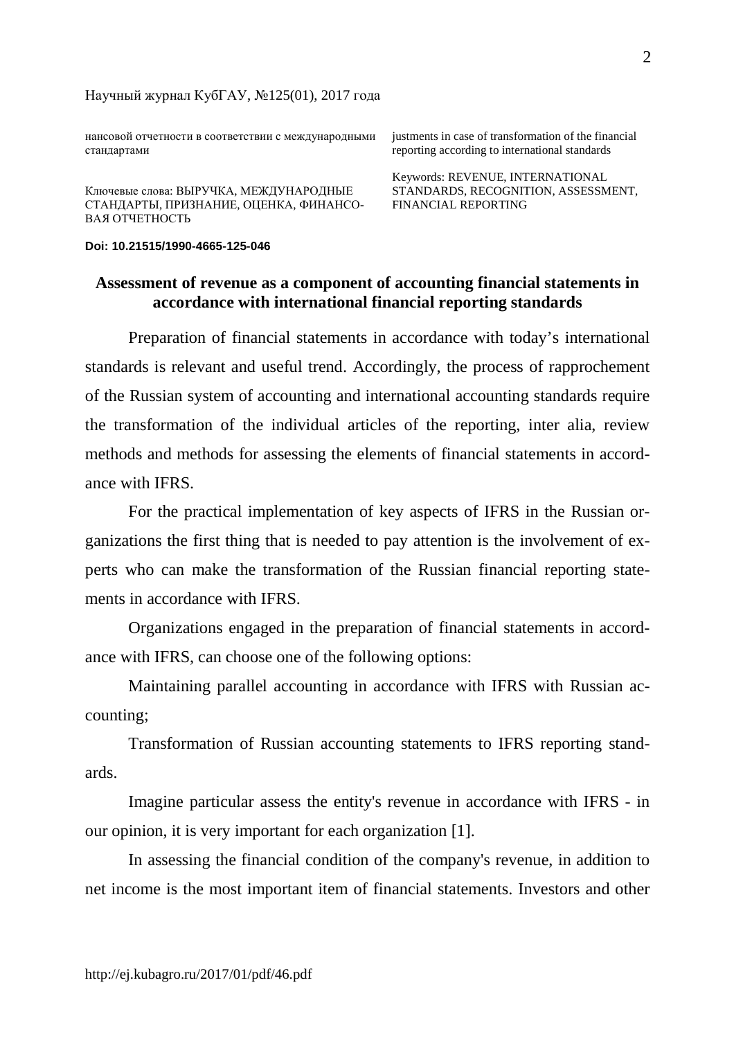нансовой отчетности в соответствии с международными стандартами

Ключевые слова: ВЫРУЧКА, МЕЖДУНАРОДНЫЕ СТАНДАРТЫ, ПРИЗНАНИЕ, ОЦЕНКА, ФИНАНСОВАЯ ОТЧЕТНОСТЬ

justments in case of transformation of the financial reporting according to international standards

Keywords: REVENUE, INTERNATIONAL STANDARDS, RECOGNITION, ASSESSMENT, FINANCIAL REPORTING

**Doi: 10.21515/1990-4665-125-046**

## Assessment of revenue as a component of accounting financial statements in accordance with international financial reporting standards

Preparation of financial statements in accordance with today's international standards is relevant and useful trend. Accordingly, the process of rapprochement of the Russian system of accounting and international accounting standards require the transformation of the individual articles of the reporting, inter alia, review methods and methods for assessing the elements of financial statements in accordance with IFRS.

For the practical implementation of key aspects of IFRS in the Russian organizations the first thing that is needed to pay attention is the involvement of experts who can make the transformation of the Russian financial reporting statements in accordance with IFRS.

Organizations engaged in the preparation of financial statements in accordance with IFRS, can choose one of the following options:

Maintaining parallel accounting in accordance with IFRS with Russian accounting;

Transformation of Russian accounting statements to IFRS reporting standards.

Imagine particular assess the entity's revenue in accordance with IFRS - in our opinion, it is very important for each organization [1].

In assessing the financial condition of the company's revenue, in addition to net income is the most important item of financial statements. Investors and other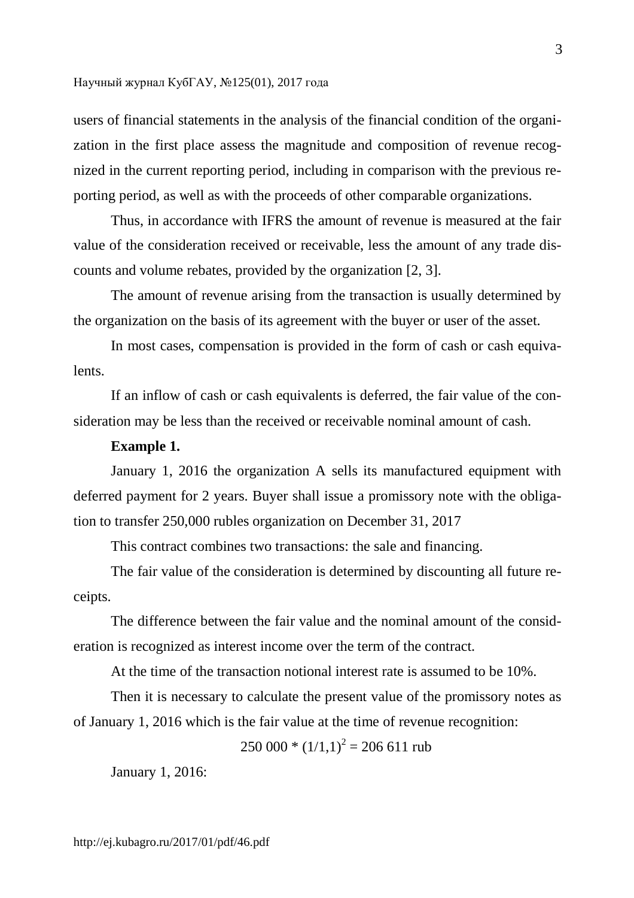users of financial statements in the analysis of the financial condition of the organization in the first place assess the magnitude and composition of revenue recognized in the current reporting period, including in comparison with the previous reporting period, as well as with the proceeds of other comparable organizations.

Thus, in accordance with IFRS the amount of revenue is measured at the fair value of the consideration received or receivable, less the amount of any trade discounts and volume rebates, provided by the organization [2, 3].

The amount of revenue arising from the transaction is usually determined by the organization on the basis of its agreement with the buyer or user of the asset.

In most cases, compensation is provided in the form of cash or cash equivalents.

If an inflow of cash or cash equivalents is deferred, the fair value of the consideration may be less than the received or receivable nominal amount of cash.

**Example 1.**

January 1, 2016 the organization A sells its manufactured equipment with deferred payment for 2 years. Buyer shall issue a promissory note with the obligation to transfer 250,000 rubles organization on December 31, 2017

This contract combines two transactions: the sale and financing.

The fair value of the consideration is determined by discounting all future receipts.

The difference between the fair value and the nominal amount of the consideration is recognized as interest income over the term of the contract.

At the time of the transaction notional interest rate is assumed to be 10%.

Then it is necessary to calculate the present value of the promissory notes as of January 1, 2016 which is the fair value at the time of revenue recognition:

$$250\ 000 * (1/1{,}1)^2 = 206\ 611 \text{ rub}$$

January 1, 2016: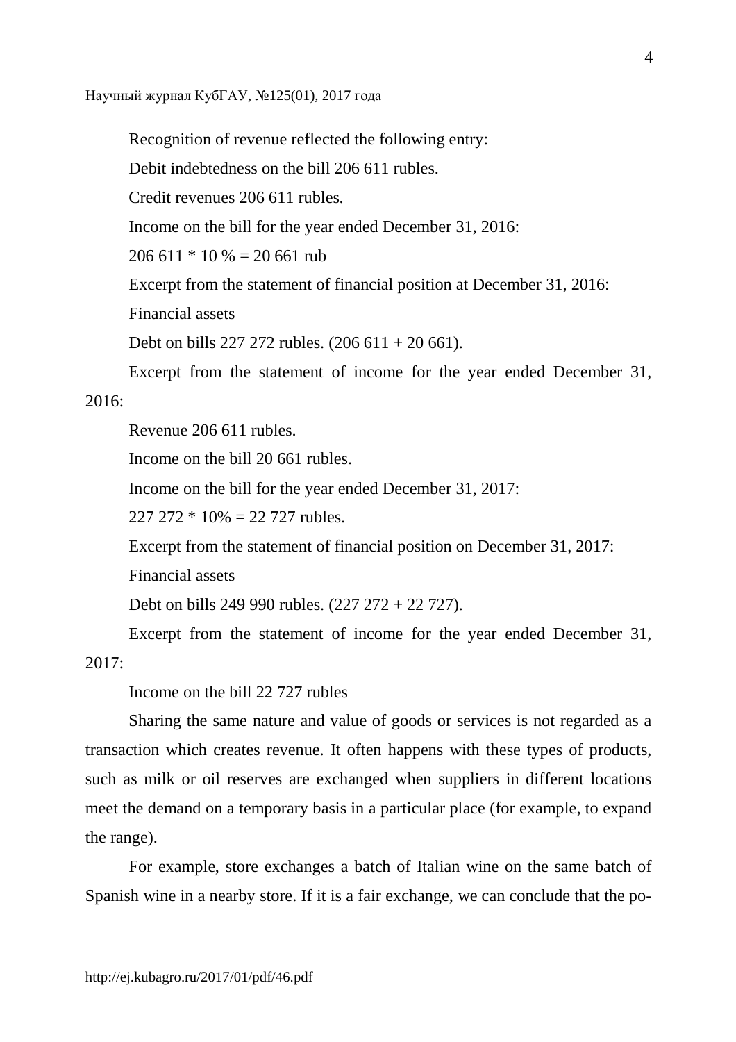Recognition of revenue reflected the following entry:

Debit indebtedness on the bill 206 611 rubles.

Credit revenues 206 611 rubles.

Income on the bill for the year ended December 31, 2016:

206 611 * 10 % = 20 661 rub

Excerpt from the statement of financial position at December 31, 2016:

Financial assets

Debt on bills 227 272 rubles. (206 611 + 20 661).

Excerpt from the statement of income for the year ended December 31, 2016:

Revenue 206 611 rubles.

Income on the bill 20 661 rubles.

Income on the bill for the year ended December 31, 2017:

227 272 * 10% = 22 727 rubles.

Excerpt from the statement of financial position on December 31, 2017:

Financial assets

Debt on bills 249 990 rubles. (227 272 + 22 727).

Excerpt from the statement of income for the year ended December 31, 2017:

Income on the bill 22 727 rubles

Sharing the same nature and value of goods or services is not regarded as a transaction which creates revenue. It often happens with these types of products, such as milk or oil reserves are exchanged when suppliers in different locations meet the demand on a temporary basis in a particular place (for example, to expand the range).

For example, store exchanges a batch of Italian wine on the same batch of Spanish wine in a nearby store. If it is a fair exchange, we can conclude that the po-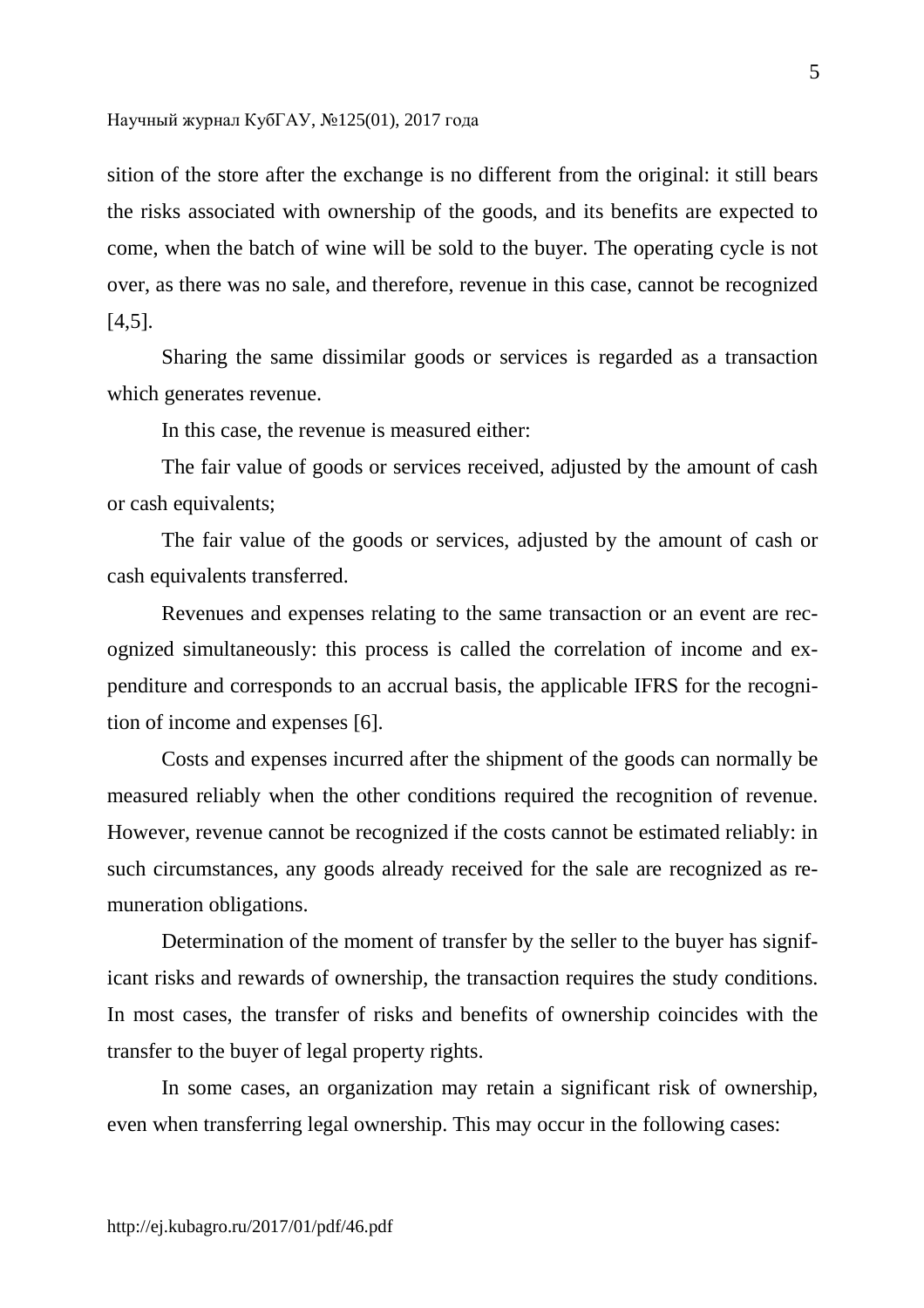sition of the store after the exchange is no different from the original: it still bears the risks associated with ownership of the goods, and its benefits are expected to come, when the batch of wine will be sold to the buyer. The operating cycle is not over, as there was no sale, and therefore, revenue in this case, cannot be recognized [4,5].

Sharing the same dissimilar goods or services is regarded as a transaction which generates revenue.

In this case, the revenue is measured either:

The fair value of goods or services received, adjusted by the amount of cash or cash equivalents;

The fair value of the goods or services, adjusted by the amount of cash or cash equivalents transferred.

Revenues and expenses relating to the same transaction or an event are recognized simultaneously: this process is called the correlation of income and expenditure and corresponds to an accrual basis, the applicable IFRS for the recognition of income and expenses [6].

Costs and expenses incurred after the shipment of the goods can normally be measured reliably when the other conditions required the recognition of revenue. However, revenue cannot be recognized if the costs cannot be estimated reliably: in such circumstances, any goods already received for the sale are recognized as remuneration obligations.

Determination of the moment of transfer by the seller to the buyer has significant risks and rewards of ownership, the transaction requires the study conditions. In most cases, the transfer of risks and benefits of ownership coincides with the transfer to the buyer of legal property rights.

In some cases, an organization may retain a significant risk of ownership, even when transferring legal ownership. This may occur in the following cases: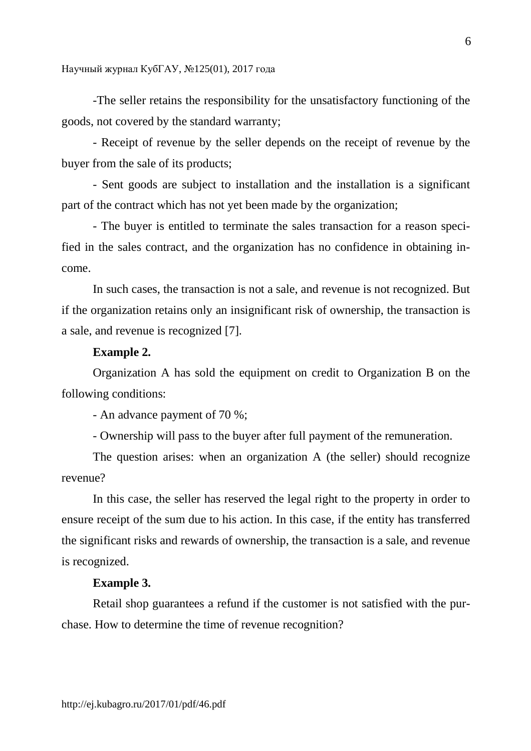-The seller retains the responsibility for the unsatisfactory functioning of the goods, not covered by the standard warranty;

- Receipt of revenue by the seller depends on the receipt of revenue by the buyer from the sale of its products;

- Sent goods are subject to installation and the installation is a significant part of the contract which has not yet been made by the organization;

- The buyer is entitled to terminate the sales transaction for a reason specified in the sales contract, and the organization has no confidence in obtaining income.

In such cases, the transaction is not a sale, and revenue is not recognized. But if the organization retains only an insignificant risk of ownership, the transaction is a sale, and revenue is recognized [7].

**Example 2.**

Organization A has sold the equipment on credit to Organization B on the following conditions:

- An advance payment of 70 %;

- Ownership will pass to the buyer after full payment of the remuneration.

The question arises: when an organization A (the seller) should recognize revenue?

In this case, the seller has reserved the legal right to the property in order to ensure receipt of the sum due to his action. In this case, if the entity has transferred the significant risks and rewards of ownership, the transaction is a sale, and revenue is recognized.

**Example 3.**

Retail shop guarantees a refund if the customer is not satisfied with the purchase. How to determine the time of revenue recognition?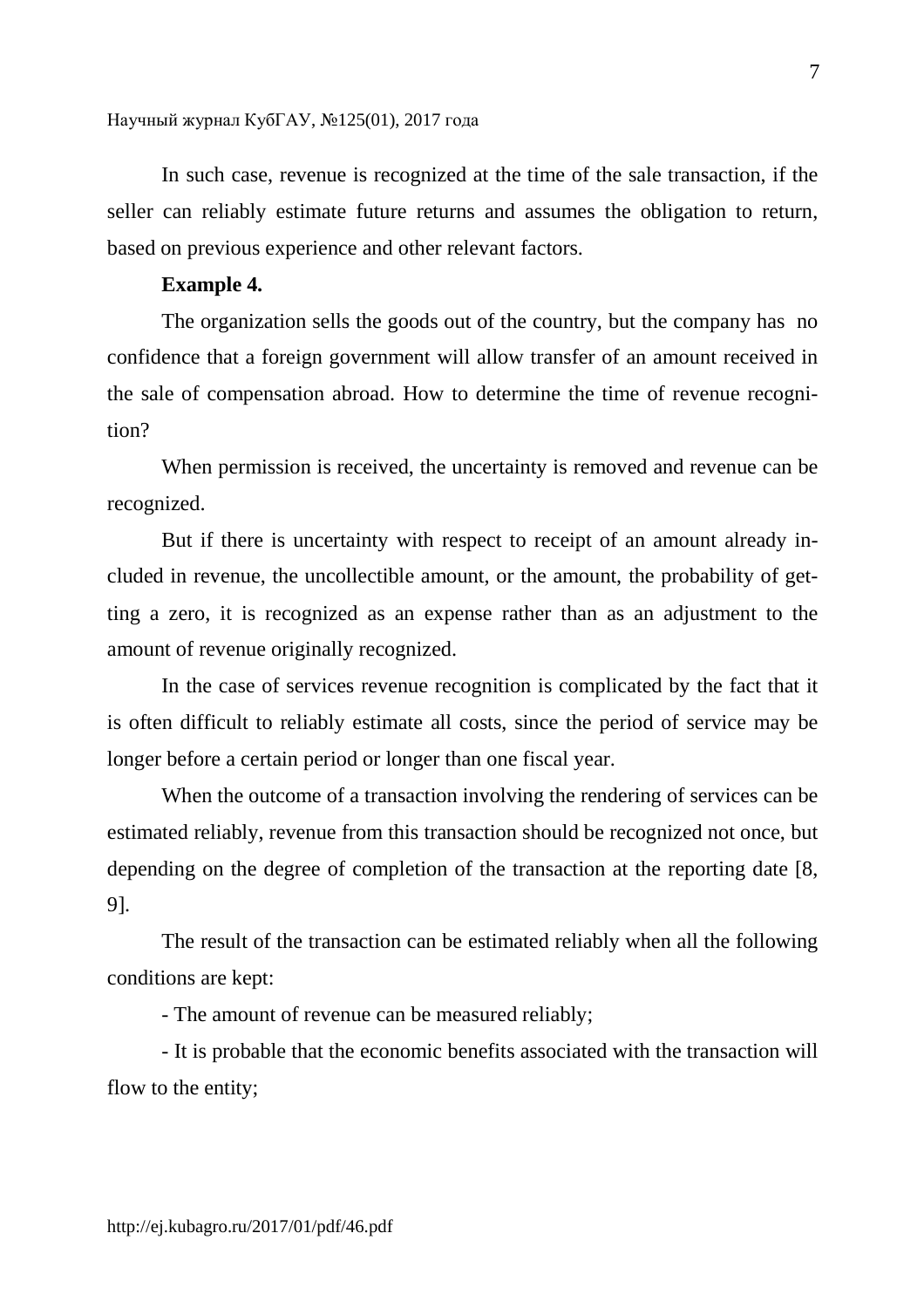In such case, revenue is recognized at the time of the sale transaction, if the seller can reliably estimate future returns and assumes the obligation to return, based on previous experience and other relevant factors.

**Example 4.**

The organization sells the goods out of the country, but the company has no confidence that a foreign government will allow transfer of an amount received in the sale of compensation abroad. How to determine the time of revenue recognition?

When permission is received, the uncertainty is removed and revenue can be recognized.

But if there is uncertainty with respect to receipt of an amount already included in revenue, the uncollectible amount, or the amount, the probability of getting a zero, it is recognized as an expense rather than as an adjustment to the amount of revenue originally recognized.

In the case of services revenue recognition is complicated by the fact that it is often difficult to reliably estimate all costs, since the period of service may be longer before a certain period or longer than one fiscal year.

When the outcome of a transaction involving the rendering of services can be estimated reliably, revenue from this transaction should be recognized not once, but depending on the degree of completion of the transaction at the reporting date [8, 9].

The result of the transaction can be estimated reliably when all the following conditions are kept:

- The amount of revenue can be measured reliably;

- It is probable that the economic benefits associated with the transaction will flow to the entity;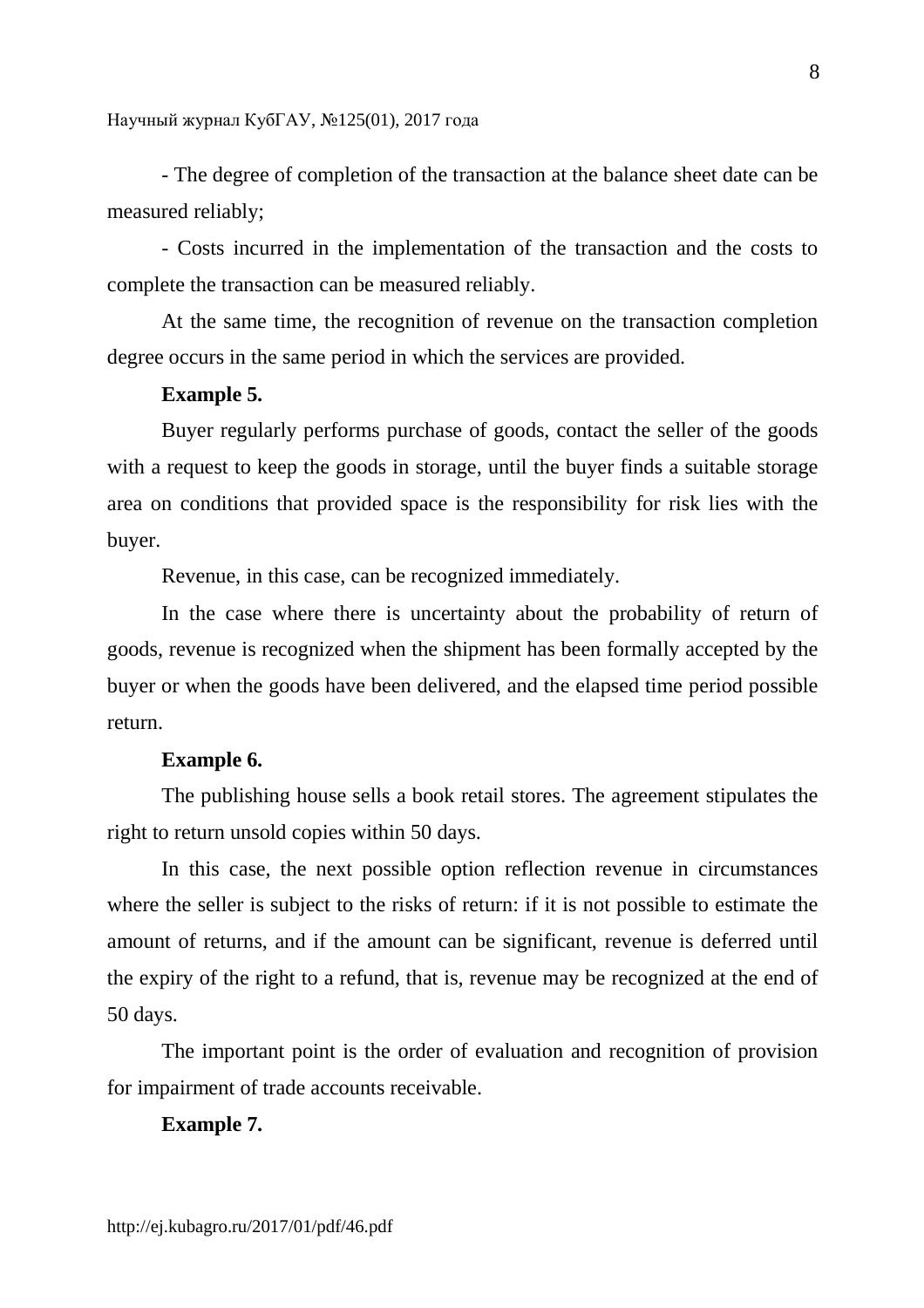- The degree of completion of the transaction at the balance sheet date can be measured reliably;

- Costs incurred in the implementation of the transaction and the costs to complete the transaction can be measured reliably.

At the same time, the recognition of revenue on the transaction completion degree occurs in the same period in which the services are provided.

**Example 5.**

Buyer regularly performs purchase of goods, contact the seller of the goods with a request to keep the goods in storage, until the buyer finds a suitable storage area on conditions that provided space is the responsibility for risk lies with the buyer.

Revenue, in this case, can be recognized immediately.

In the case where there is uncertainty about the probability of return of goods, revenue is recognized when the shipment has been formally accepted by the buyer or when the goods have been delivered, and the elapsed time period possible return.

**Example 6.**

The publishing house sells a book retail stores. The agreement stipulates the right to return unsold copies within 50 days.

In this case, the next possible option reflection revenue in circumstances where the seller is subject to the risks of return: if it is not possible to estimate the amount of returns, and if the amount can be significant, revenue is deferred until the expiry of the right to a refund, that is, revenue may be recognized at the end of 50 days.

The important point is the order of evaluation and recognition of provision for impairment of trade accounts receivable.

**Example 7.**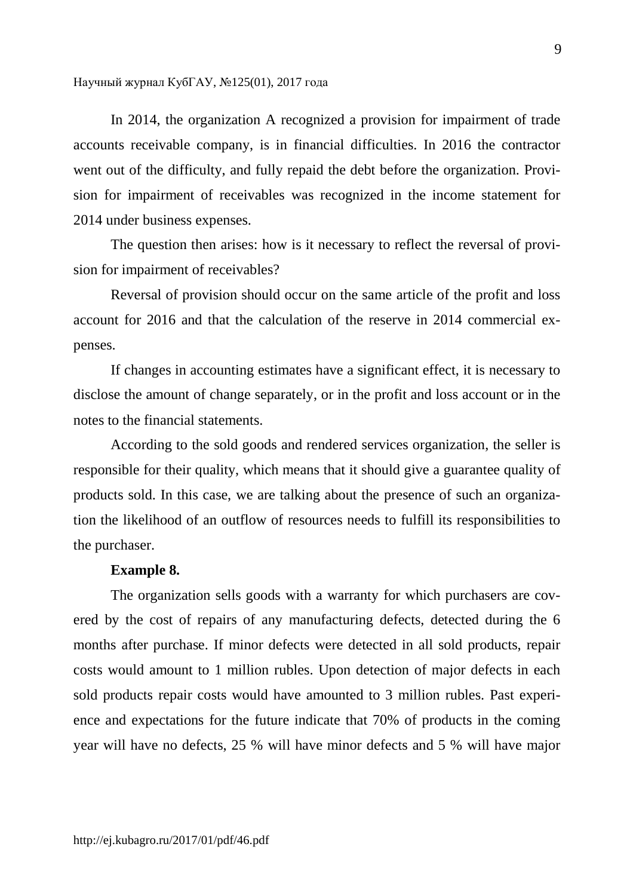In 2014, the organization A recognized a provision for impairment of trade accounts receivable company, is in financial difficulties. In 2016 the contractor went out of the difficulty, and fully repaid the debt before the organization. Provision for impairment of receivables was recognized in the income statement for 2014 under business expenses.

The question then arises: how is it necessary to reflect the reversal of provision for impairment of receivables?

Reversal of provision should occur on the same article of the profit and loss account for 2016 and that the calculation of the reserve in 2014 commercial expenses.

If changes in accounting estimates have a significant effect, it is necessary to disclose the amount of change separately, or in the profit and loss account or in the notes to the financial statements.

According to the sold goods and rendered services organization, the seller is responsible for their quality, which means that it should give a guarantee quality of products sold. In this case, we are talking about the presence of such an organization the likelihood of an outflow of resources needs to fulfill its responsibilities to the purchaser.

**Example 8.**

The organization sells goods with a warranty for which purchasers are covered by the cost of repairs of any manufacturing defects, detected during the 6 months after purchase. If minor defects were detected in all sold products, repair costs would amount to 1 million rubles. Upon detection of major defects in each sold products repair costs would have amounted to 3 million rubles. Past experience and expectations for the future indicate that 70% of products in the coming year will have no defects, 25 % will have minor defects and 5 % will have major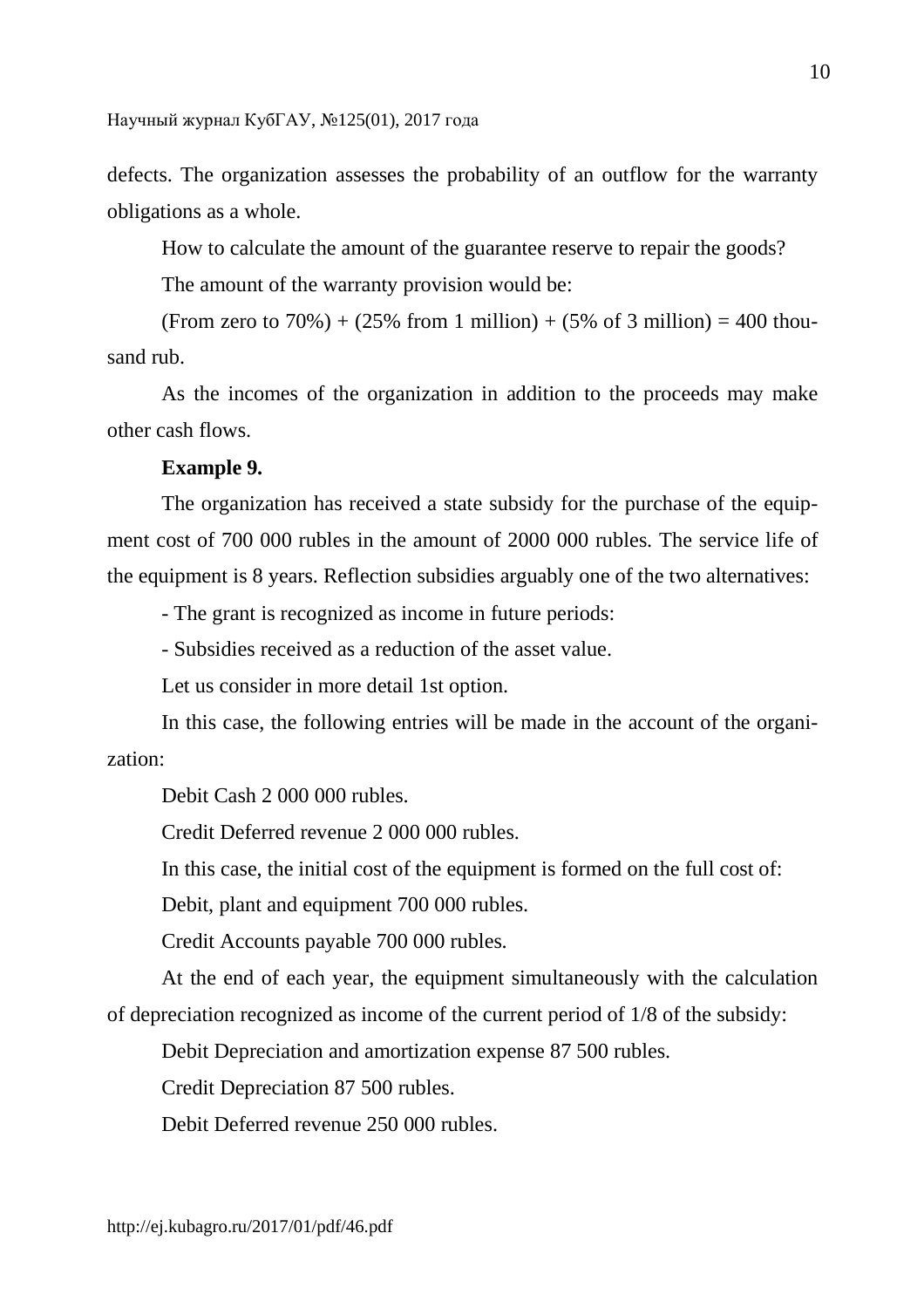defects. The organization assesses the probability of an outflow for the warranty obligations as a whole.

How to calculate the amount of the guarantee reserve to repair the goods?

The amount of the warranty provision would be:

(From zero to 70%) + (25% from 1 million) + (5% of 3 million) = 400 thousand rub.

As the incomes of the organization in addition to the proceeds may make other cash flows.

**Example 9.**

The organization has received a state subsidy for the purchase of the equipment cost of 700 000 rubles in the amount of 2000 000 rubles. The service life of the equipment is 8 years. Reflection subsidies arguably one of the two alternatives:

- The grant is recognized as income in future periods:
- Subsidies received as a reduction of the asset value.

Let us consider in more detail 1st option.

In this case, the following entries will be made in the account of the organization:

Debit Cash 2 000 000 rubles.

Credit Deferred revenue 2 000 000 rubles.

In this case, the initial cost of the equipment is formed on the full cost of:

Debit, plant and equipment 700 000 rubles.

Credit Accounts payable 700 000 rubles.

At the end of each year, the equipment simultaneously with the calculation of depreciation recognized as income of the current period of 1/8 of the subsidy:

Debit Depreciation and amortization expense 87 500 rubles.

Credit Depreciation 87 500 rubles.

Debit Deferred revenue 250 000 rubles.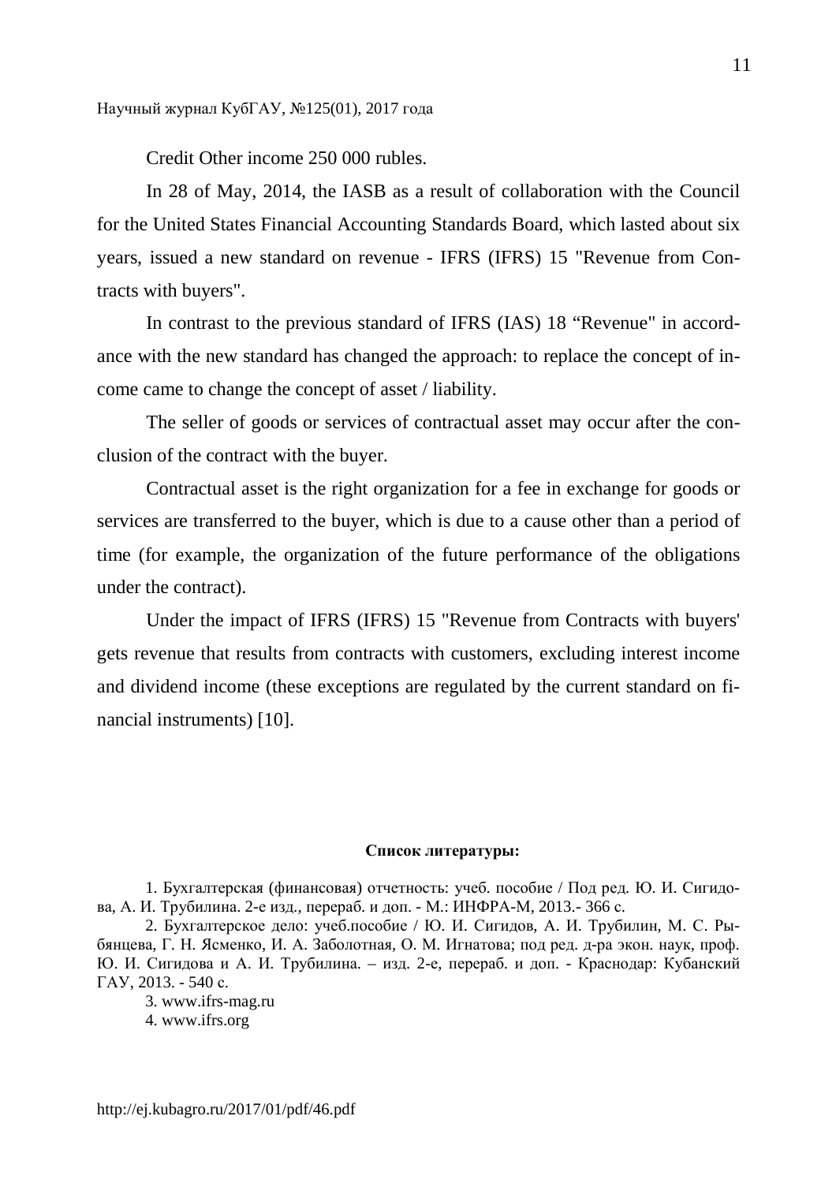Credit Other income 250 000 rubles.

In 28 of May, 2014, the IASB as a result of collaboration with the Council for the United States Financial Accounting Standards Board, which lasted about six years, issued a new standard on revenue - IFRS (IFRS) 15 "Revenue from Contracts with buyers".

In contrast to the previous standard of IFRS (IAS) 18 “Revenue" in accordance with the new standard has changed the approach: to replace the concept of income came to change the concept of asset / liability.

The seller of goods or services of contractual asset may occur after the conclusion of the contract with the buyer.

Contractual asset is the right organization for a fee in exchange for goods or services are transferred to the buyer, which is due to a cause other than a period of time (for example, the organization of the future performance of the obligations under the contract).

Under the impact of IFRS (IFRS) 15 "Revenue from Contracts with buyers' gets revenue that results from contracts with customers, excluding interest income and dividend income (these exceptions are regulated by the current standard on financial instruments) [10].

**Список литературы:**

1. Бухгалтерская (финансовая) отчетность: учеб. пособие / Под ред. Ю. И. Сигидова, А. И. Трубилина. 2-е изд., перераб. и доп. - М.: ИНФРА-М, 2013.- 366 с.
2. Бухгалтерское дело: учеб.пособие / Ю. И. Сигидов, А. И. Трубилин, М. С. Рыбянцева, Г. Н. Ясменко, И. А. Заболотная, О. М. Игнатова; под ред. д-ра экон. наук, проф. Ю. И. Сигидова и А. И. Трубилина. – изд. 2-е, перераб. и доп. - Краснодар: Кубанский ГАУ, 2013. - 540 с.
3. www.ifrs-mag.ru
4. www.ifrs.org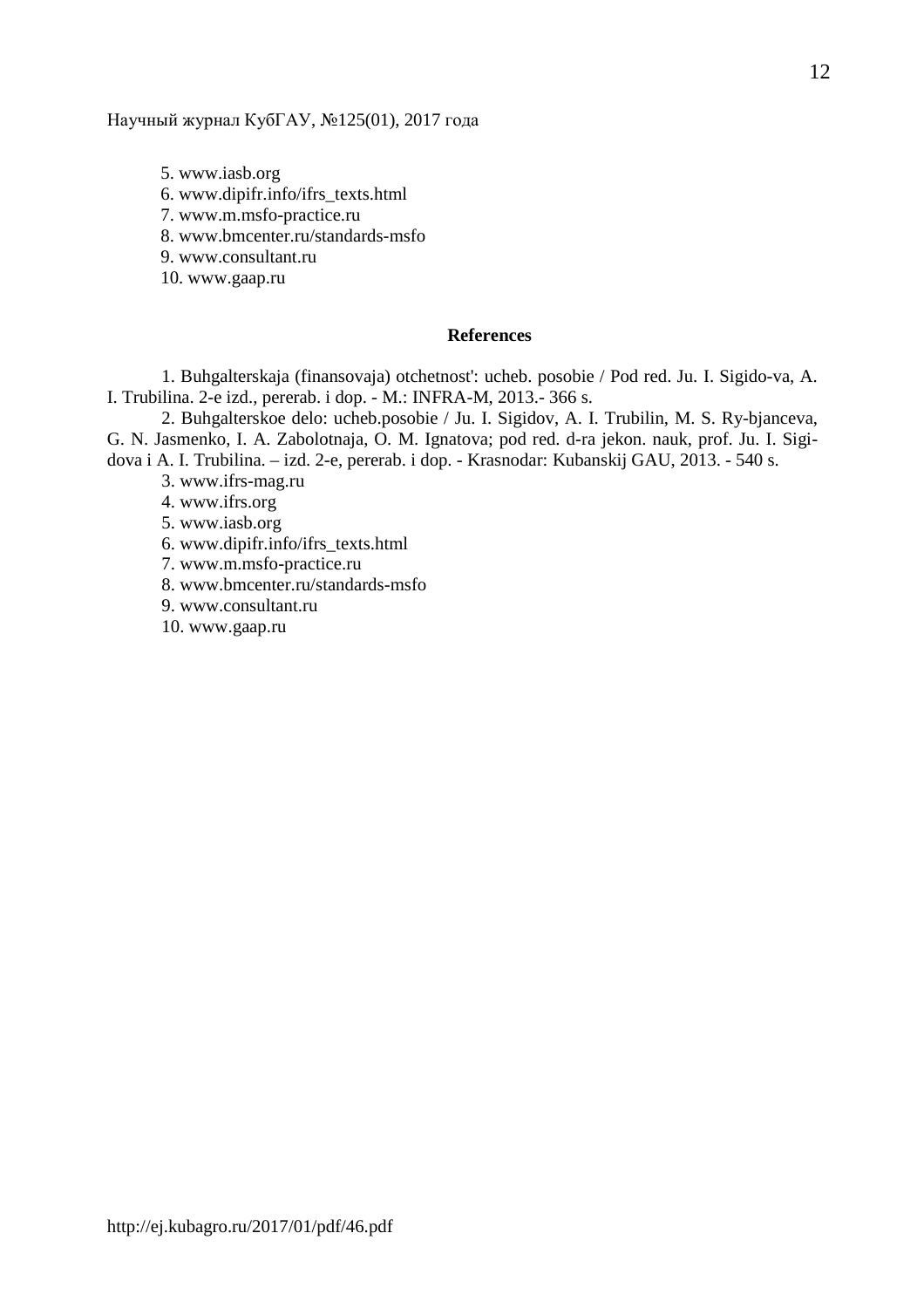5. www.iasb.org
6. www.dipifr.info/ifrs_texts.html
7. www.m.msfo-practice.ru
8. www.bmcenter.ru/standards-msfo
9. www.consultant.ru
10. www.gaap.ru

## References

1. Buhgalterskaja (finansovaja) otchetnost': ucheb. posobie / Pod red. Ju. I. Sigido-va, A. I. Trubilina. 2-e izd., pererab. i dop. - M.: INFRA-M, 2013.- 366 s.
2. Buhgalterskoe delo: ucheb.posobie / Ju. I. Sigidov, A. I. Trubilin, M. S. Ry-bjanceva, G. N. Jasmenko, I. A. Zabolotnaja, O. M. Ignatova; pod red. d-ra jekon. nauk, prof. Ju. I. Sigi-dova i A. I. Trubilina. – izd. 2-e, pererab. i dop. - Krasnodar: Kubanskij GAU, 2013. - 540 s.
3. www.ifrs-mag.ru
4. www.ifrs.org
5. www.iasb.org
6. www.dipifr.info/ifrs_texts.html
7. www.m.msfo-practice.ru
8. www.bmcenter.ru/standards-msfo
9. www.consultant.ru
10. www.gaap.ru